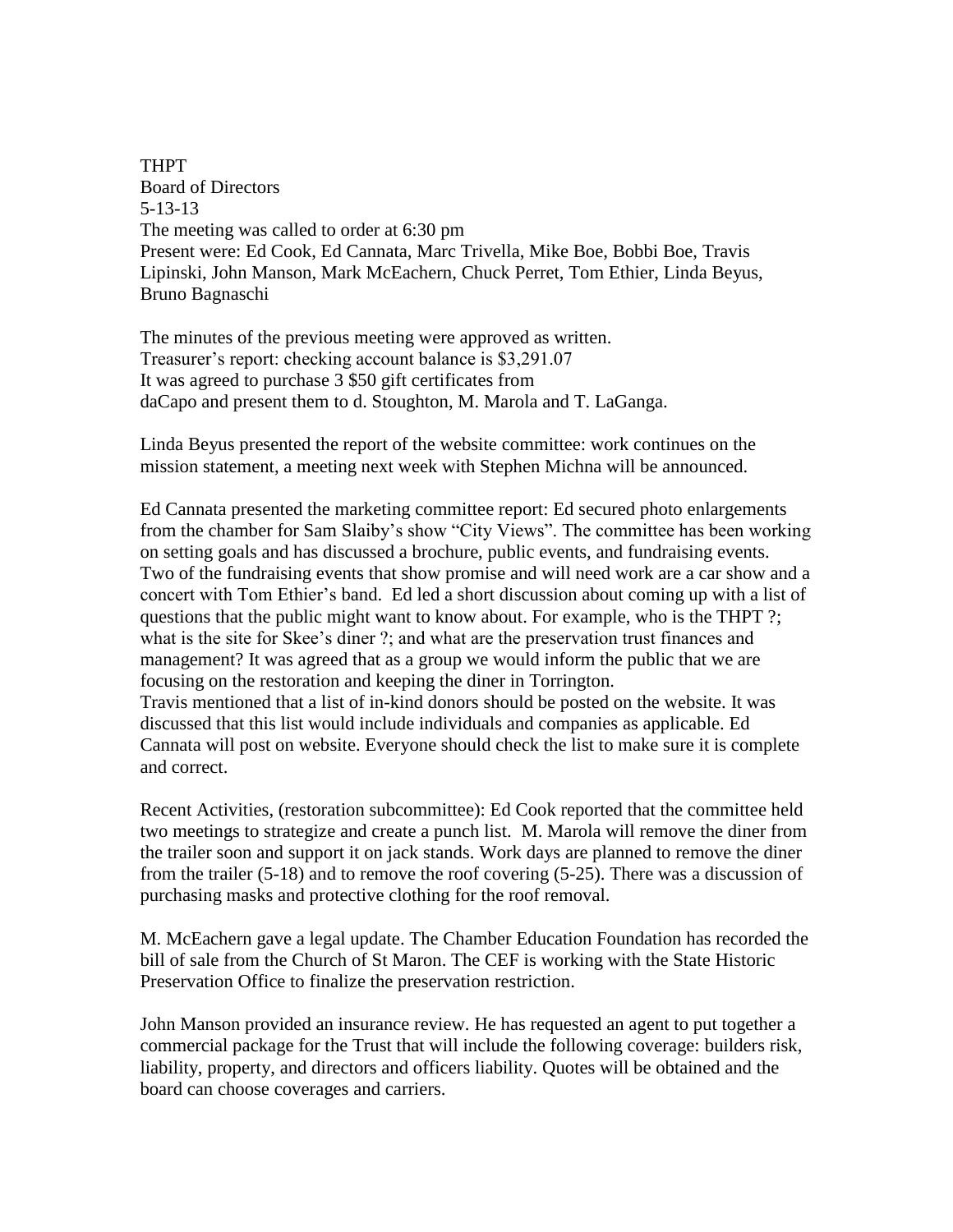THPT
Board of Directors
5-13-13
The meeting was called to order at 6:30 pm
Present were: Ed Cook, Ed Cannata, Marc Trivella, Mike Boe, Bobbi Boe, Travis Lipinski, John Manson, Mark McEachern, Chuck Perret, Tom Ethier, Linda Beyus, Bruno Bagnaschi

The minutes of the previous meeting were approved as written.
Treasurer's report: checking account balance is $3,291.07
It was agreed to purchase 3 $50 gift certificates from daCapo and present them to d. Stoughton, M. Marola and T. LaGanga.

Linda Beyus presented the report of the website committee: work continues on the mission statement, a meeting next week with Stephen Michna will be announced.

Ed Cannata presented the marketing committee report: Ed secured photo enlargements from the chamber for Sam Slaiby's show "City Views". The committee has been working on setting goals and has discussed a brochure, public events, and fundraising events. Two of the fundraising events that show promise and will need work are a car show and a concert with Tom Ethier's band. Ed led a short discussion about coming up with a list of questions that the public might want to know about. For example, who is the THPT ?; what is the site for Skee's diner ?; and what are the preservation trust finances and management? It was agreed that as a group we would inform the public that we are focusing on the restoration and keeping the diner in Torrington.
Travis mentioned that a list of in-kind donors should be posted on the website. It was discussed that this list would include individuals and companies as applicable. Ed Cannata will post on website. Everyone should check the list to make sure it is complete and correct.

Recent Activities, (restoration subcommittee): Ed Cook reported that the committee held two meetings to strategize and create a punch list. M. Marola will remove the diner from the trailer soon and support it on jack stands. Work days are planned to remove the diner from the trailer (5-18) and to remove the roof covering (5-25). There was a discussion of purchasing masks and protective clothing for the roof removal.

M. McEachern gave a legal update. The Chamber Education Foundation has recorded the bill of sale from the Church of St Maron. The CEF is working with the State Historic Preservation Office to finalize the preservation restriction.

John Manson provided an insurance review. He has requested an agent to put together a commercial package for the Trust that will include the following coverage: builders risk, liability, property, and directors and officers liability. Quotes will be obtained and the board can choose coverages and carriers.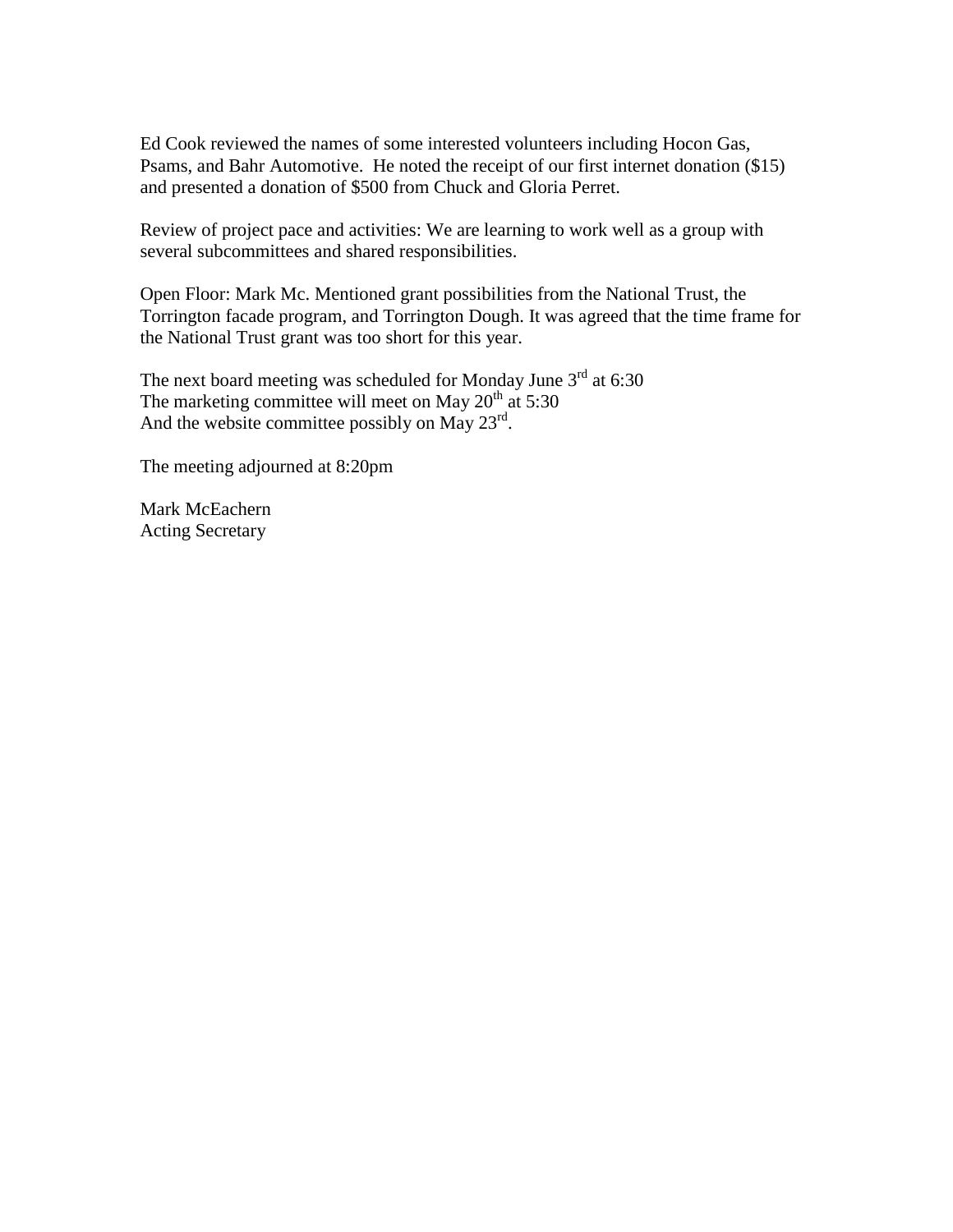Ed Cook reviewed the names of some interested volunteers including Hocon Gas, Psams, and Bahr Automotive.  He noted the receipt of our first internet donation ($15) and presented a donation of $500 from Chuck and Gloria Perret.

Review of project pace and activities: We are learning to work well as a group with several subcommittees and shared responsibilities.

Open Floor: Mark Mc. Mentioned grant possibilities from the National Trust, the Torrington facade program, and Torrington Dough. It was agreed that the time frame for the National Trust grant was too short for this year.

The next board meeting was scheduled for Monday June 3rd at 6:30
The marketing committee will meet on May 20th at 5:30
And the website committee possibly on May 23rd.

The meeting adjourned at 8:20pm

Mark McEachern
Acting Secretary